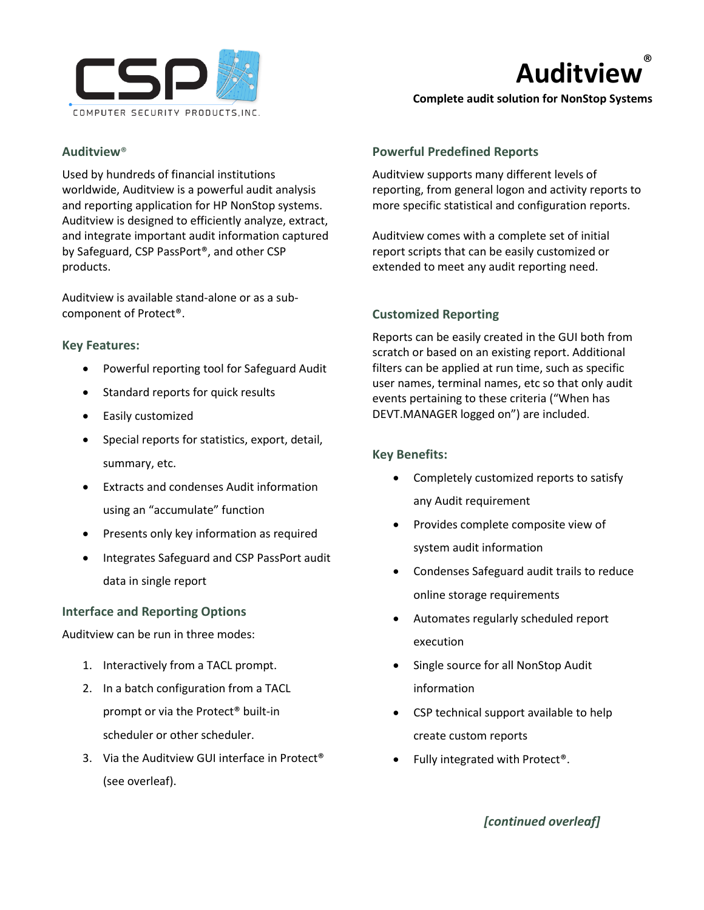COMPUTER SECURITY PRODUCTS, INC.

# Auditview®

**Complete audit solution for NonStop Systems**

## Auditview®

Used by hundreds of financial institutions worldwide, Auditview is a powerful audit analysis and reporting application for HP NonStop systems. Auditview is designed to efficiently analyze, extract, and integrate important audit information captured by Safeguard, CSP PassPort®, and other CSP products.

Auditview is available stand-alone or as a sub-component of Protect®.

## Key Features:

- Powerful reporting tool for Safeguard Audit
- Standard reports for quick results
- Easily customized
- Special reports for statistics, export, detail, summary, etc.
- Extracts and condenses Audit information using an “accumulate” function
- Presents only key information as required
- Integrates Safeguard and CSP PassPort audit data in single report

## Interface and Reporting Options

Auditview can be run in three modes:

1. Interactively from a TACL prompt.
2. In a batch configuration from a TACL prompt or via the Protect® built-in scheduler or other scheduler.
3. Via the Auditview GUI interface in Protect® (see overleaf).

## Powerful Predefined Reports

Auditview supports many different levels of reporting, from general logon and activity reports to more specific statistical and configuration reports.

Auditview comes with a complete set of initial report scripts that can be easily customized or extended to meet any audit reporting need.

## Customized Reporting

Reports can be easily created in the GUI both from scratch or based on an existing report. Additional filters can be applied at run time, such as specific user names, terminal names, etc so that only audit events pertaining to these criteria (“When has DEVT.MANAGER logged on”) are included.

## Key Benefits:

- Completely customized reports to satisfy any Audit requirement
- Provides complete composite view of system audit information
- Condenses Safeguard audit trails to reduce online storage requirements
- Automates regularly scheduled report execution
- Single source for all NonStop Audit information
- CSP technical support available to help create custom reports
- Fully integrated with Protect®.

***[continued overleaf]***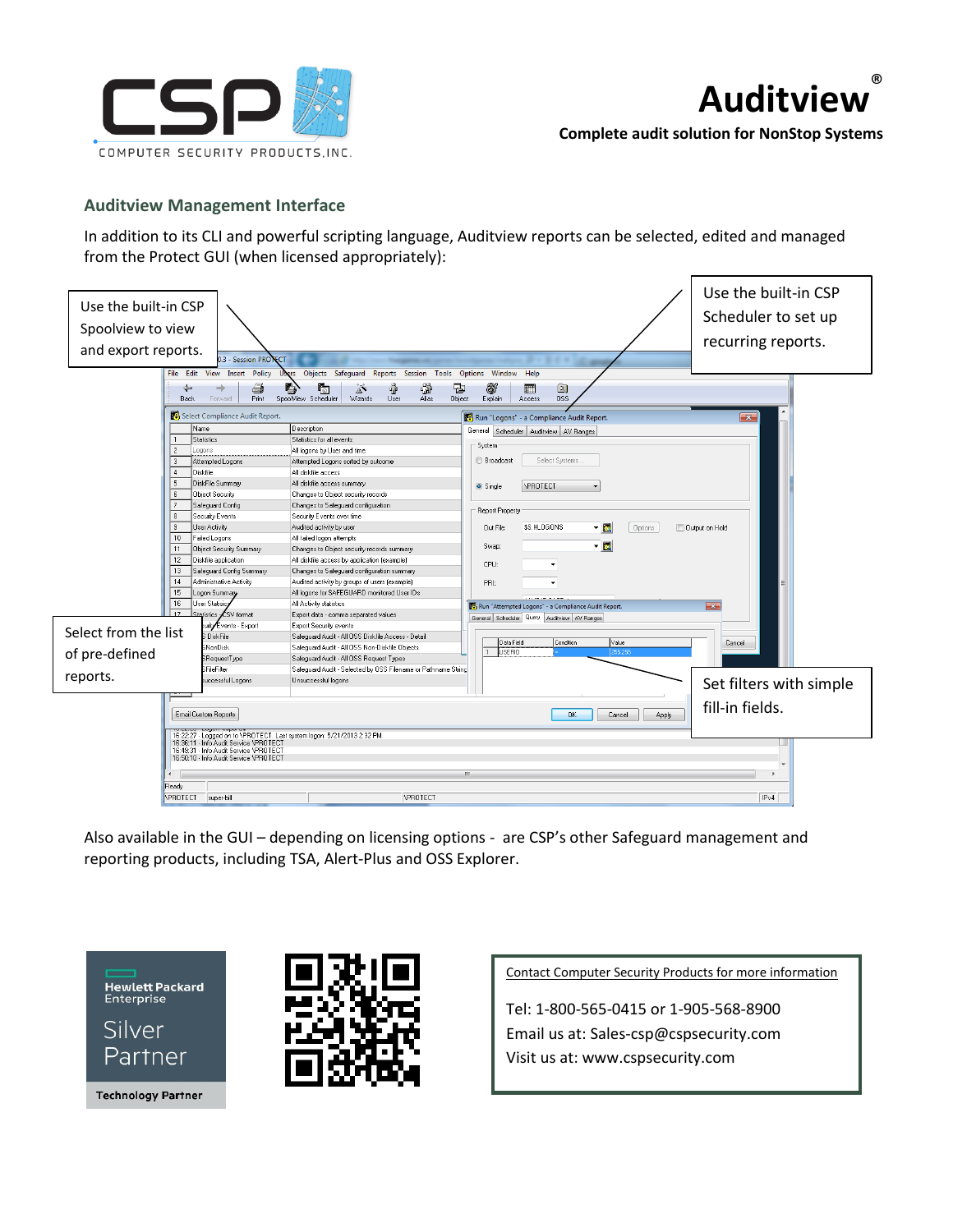# Auditview®

**Complete audit solution for NonStop Systems**

## Auditview Management Interface

In addition to its CLI and powerful scripting language, Auditview reports can be selected, edited and managed from the Protect GUI (when licensed appropriately):

Use the built-in CSP Spoolview to view and export reports.

Use the built-in CSP Scheduler to set up recurring reports.

Select from the list of pre-defined reports.

Set filters with simple fill-in fields.

Also available in the GUI – depending on licensing options - are CSP's other Safeguard management and reporting products, including TSA, Alert-Plus and OSS Explorer.

Hewlett Packard Enterprise
Silver Partner
Technology Partner

Contact Computer Security Products for more information

Tel: 1-800-565-0415 or 1-905-568-8900
Email us at: Sales-csp@cspsecurity.com
Visit us at: www.cspsecurity.com